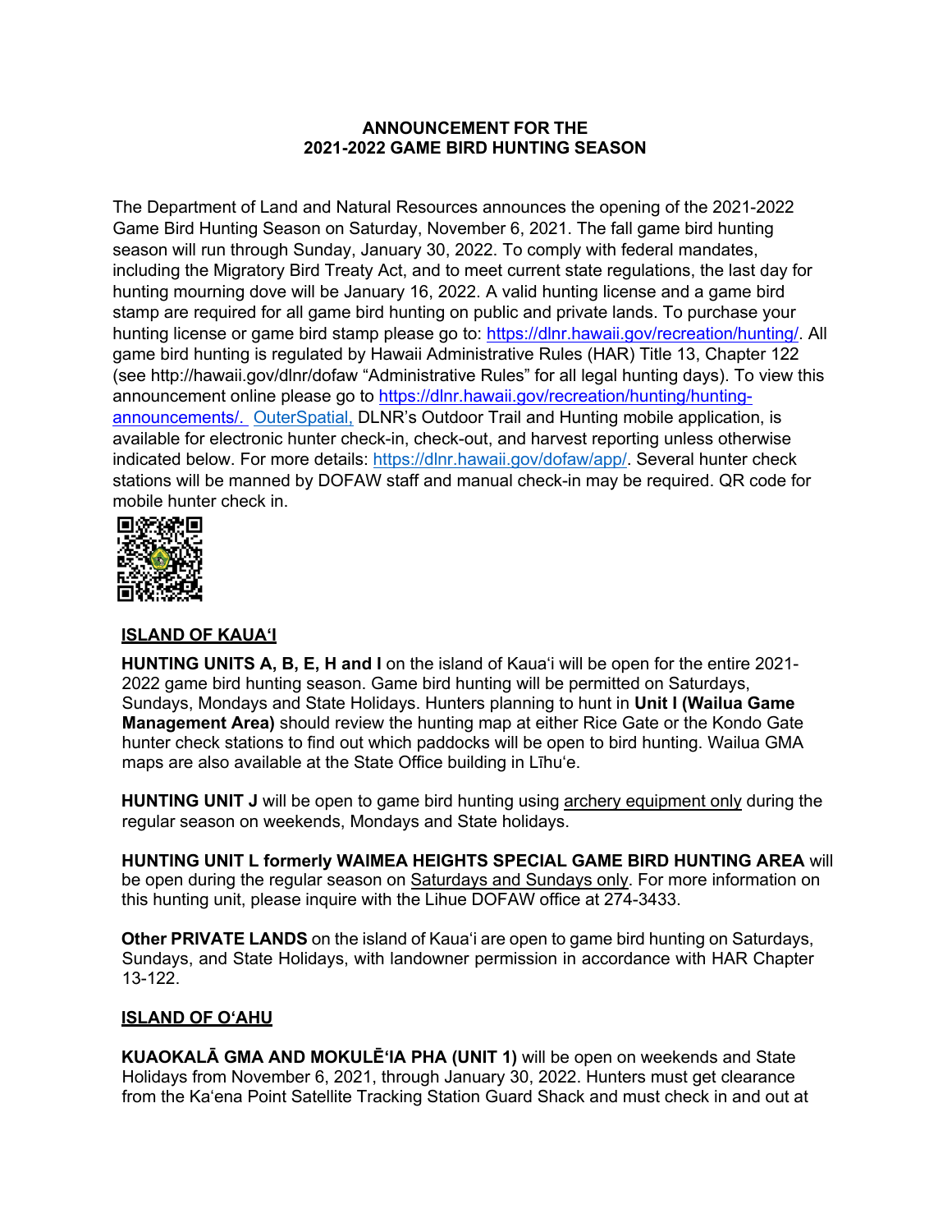**ANNOUNCEMENT FOR THE**
**2021-2022 GAME BIRD HUNTING SEASON**

The Department of Land and Natural Resources announces the opening of the 2021-2022 Game Bird Hunting Season on Saturday, November 6, 2021. The fall game bird hunting season will run through Sunday, January 30, 2022. To comply with federal mandates, including the Migratory Bird Treaty Act, and to meet current state regulations, the last day for hunting mourning dove will be January 16, 2022. A valid hunting license and a game bird stamp are required for all game bird hunting on public and private lands. To purchase your hunting license or game bird stamp please go to: https://dlnr.hawaii.gov/recreation/hunting/. All game bird hunting is regulated by Hawaii Administrative Rules (HAR) Title 13, Chapter 122 (see http://hawaii.gov/dlnr/dofaw "Administrative Rules" for all legal hunting days). To view this announcement online please go to https://dlnr.hawaii.gov/recreation/hunting/hunting-announcements/. OuterSpatial, DLNR's Outdoor Trail and Hunting mobile application, is available for electronic hunter check-in, check-out, and harvest reporting unless otherwise indicated below. For more details: https://dlnr.hawaii.gov/dofaw/app/. Several hunter check stations will be manned by DOFAW staff and manual check-in may be required. QR code for mobile hunter check in.

## ISLAND OF KAUAʻI

**HUNTING UNITS A, B, E, H and I** on the island of Kauaʻi will be open for the entire 2021-2022 game bird hunting season. Game bird hunting will be permitted on Saturdays, Sundays, Mondays and State Holidays. Hunters planning to hunt in **Unit I (Wailua Game Management Area)** should review the hunting map at either Rice Gate or the Kondo Gate hunter check stations to find out which paddocks will be open to bird hunting. Wailua GMA maps are also available at the State Office building in Līhuʻe.

**HUNTING UNIT J** will be open to game bird hunting using archery equipment only during the regular season on weekends, Mondays and State holidays.

**HUNTING UNIT L formerly WAIMEA HEIGHTS SPECIAL GAME BIRD HUNTING AREA** will be open during the regular season on Saturdays and Sundays only. For more information on this hunting unit, please inquire with the Lihue DOFAW office at 274-3433.

**Other PRIVATE LANDS** on the island of Kauaʻi are open to game bird hunting on Saturdays, Sundays, and State Holidays, with landowner permission in accordance with HAR Chapter 13-122.

## ISLAND OF OʻAHU

**KUAOKALĀ GMA AND MOKULĒʻIA PHA (UNIT 1)** will be open on weekends and State Holidays from November 6, 2021, through January 30, 2022. Hunters must get clearance from the Kaʻena Point Satellite Tracking Station Guard Shack and must check in and out at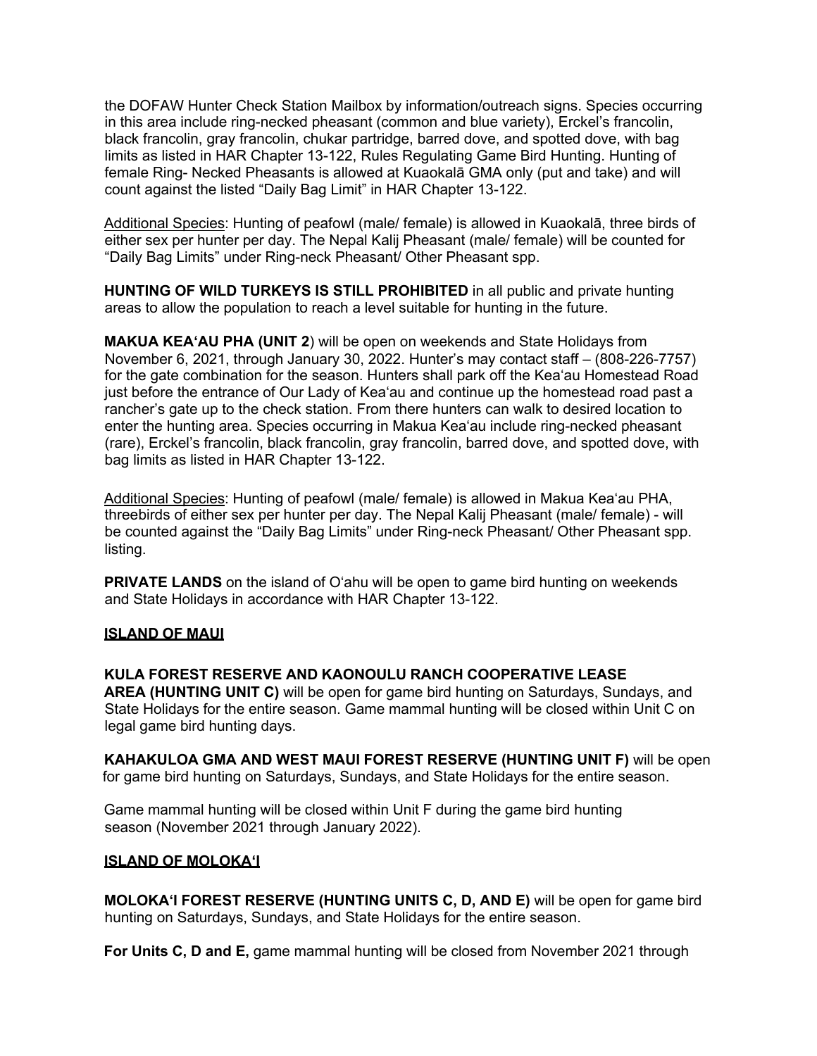the DOFAW Hunter Check Station Mailbox by information/outreach signs. Species occurring in this area include ring-necked pheasant (common and blue variety), Erckel's francolin, black francolin, gray francolin, chukar partridge, barred dove, and spotted dove, with bag limits as listed in HAR Chapter 13-122, Rules Regulating Game Bird Hunting. Hunting of female Ring- Necked Pheasants is allowed at Kuaokalā GMA only (put and take) and will count against the listed "Daily Bag Limit" in HAR Chapter 13-122.

Additional Species: Hunting of peafowl (male/ female) is allowed in Kuaokalā, three birds of either sex per hunter per day. The Nepal Kalij Pheasant (male/ female) will be counted for "Daily Bag Limits" under Ring-neck Pheasant/ Other Pheasant spp.

**HUNTING OF WILD TURKEYS IS STILL PROHIBITED** in all public and private hunting areas to allow the population to reach a level suitable for hunting in the future.

**MAKUA KEA'AU PHA (UNIT 2**) will be open on weekends and State Holidays from November 6, 2021, through January 30, 2022. Hunter's may contact staff – (808-226-7757) for the gate combination for the season. Hunters shall park off the Kea'au Homestead Road just before the entrance of Our Lady of Kea'au and continue up the homestead road past a rancher's gate up to the check station. From there hunters can walk to desired location to enter the hunting area. Species occurring in Makua Kea'au include ring-necked pheasant (rare), Erckel's francolin, black francolin, gray francolin, barred dove, and spotted dove, with bag limits as listed in HAR Chapter 13-122.

Additional Species: Hunting of peafowl (male/ female) is allowed in Makua Kea'au PHA, threebirds of either sex per hunter per day. The Nepal Kalij Pheasant (male/ female) - will be counted against the "Daily Bag Limits" under Ring-neck Pheasant/ Other Pheasant spp. listing.

**PRIVATE LANDS** on the island of O'ahu will be open to game bird hunting on weekends and State Holidays in accordance with HAR Chapter 13-122.

## ISLAND OF MAUI

**KULA FOREST RESERVE AND KAONOULU RANCH COOPERATIVE LEASE AREA (HUNTING UNIT C)** will be open for game bird hunting on Saturdays, Sundays, and State Holidays for the entire season. Game mammal hunting will be closed within Unit C on legal game bird hunting days.

**KAHAKULOA GMA AND WEST MAUI FOREST RESERVE (HUNTING UNIT F)** will be open for game bird hunting on Saturdays, Sundays, and State Holidays for the entire season.

Game mammal hunting will be closed within Unit F during the game bird hunting season (November 2021 through January 2022).

## ISLAND OF MOLOKA'I

**MOLOKA'I FOREST RESERVE (HUNTING UNITS C, D, AND E)** will be open for game bird hunting on Saturdays, Sundays, and State Holidays for the entire season.

**For Units C, D and E,** game mammal hunting will be closed from November 2021 through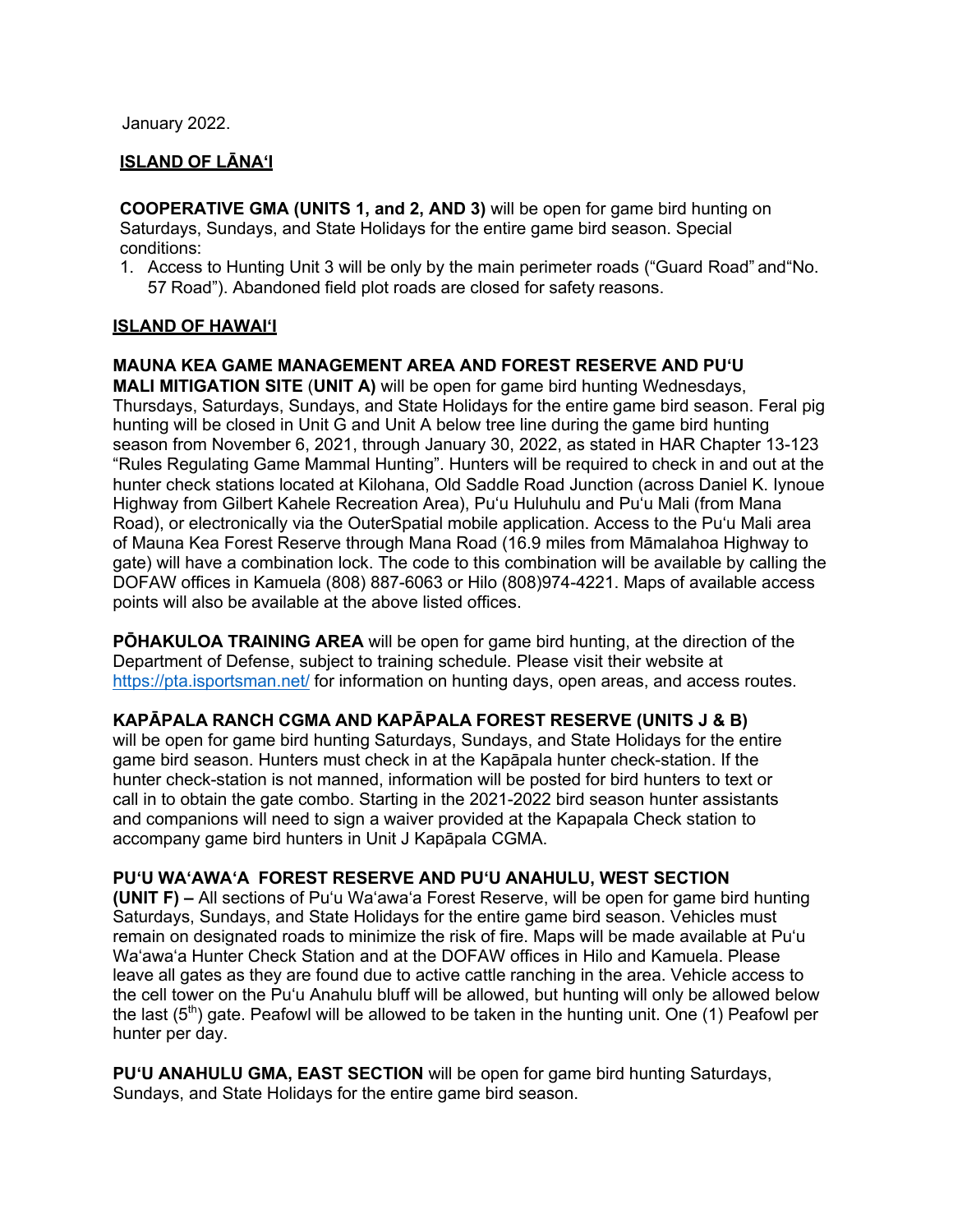January 2022.

## ISLAND OF LĀNAʻI

**COOPERATIVE GMA (UNITS 1, and 2, AND 3)** will be open for game bird hunting on Saturdays, Sundays, and State Holidays for the entire game bird season. Special conditions:

1. Access to Hunting Unit 3 will be only by the main perimeter roads ("Guard Road" and"No. 57 Road"). Abandoned field plot roads are closed for safety reasons.

## ISLAND OF HAWAIʻI

**MAUNA KEA GAME MANAGEMENT AREA AND FOREST RESERVE AND PUʻU MALI MITIGATION SITE (UNIT A)** will be open for game bird hunting Wednesdays, Thursdays, Saturdays, Sundays, and State Holidays for the entire game bird season. Feral pig hunting will be closed in Unit G and Unit A below tree line during the game bird hunting season from November 6, 2021, through January 30, 2022, as stated in HAR Chapter 13-123 "Rules Regulating Game Mammal Hunting". Hunters will be required to check in and out at the hunter check stations located at Kilohana, Old Saddle Road Junction (across Daniel K. Iynoue Highway from Gilbert Kahele Recreation Area), Puʻu Huluhulu and Puʻu Mali (from Mana Road), or electronically via the OuterSpatial mobile application. Access to the Puʻu Mali area of Mauna Kea Forest Reserve through Mana Road (16.9 miles from Māmalahoa Highway to gate) will have a combination lock. The code to this combination will be available by calling the DOFAW offices in Kamuela (808) 887-6063 or Hilo (808)974-4221. Maps of available access points will also be available at the above listed offices.

**PŌHAKULOA TRAINING AREA** will be open for game bird hunting, at the direction of the Department of Defense, subject to training schedule. Please visit their website at https://pta.isportsman.net/ for information on hunting days, open areas, and access routes.

**KAPĀPALA RANCH CGMA AND KAPĀPALA FOREST RESERVE (UNITS J & B)** will be open for game bird hunting Saturdays, Sundays, and State Holidays for the entire game bird season. Hunters must check in at the Kapāpala hunter check-station. If the hunter check-station is not manned, information will be posted for bird hunters to text or call in to obtain the gate combo. Starting in the 2021-2022 bird season hunter assistants and companions will need to sign a waiver provided at the Kapapala Check station to accompany game bird hunters in Unit J Kapāpala CGMA.

**PUʻU WAʻAWAʻA FOREST RESERVE AND PUʻU ANAHULU, WEST SECTION (UNIT F) –** All sections of Puʻu Waʻawaʻa Forest Reserve, will be open for game bird hunting Saturdays, Sundays, and State Holidays for the entire game bird season. Vehicles must remain on designated roads to minimize the risk of fire. Maps will be made available at Puʻu Waʻawaʻa Hunter Check Station and at the DOFAW offices in Hilo and Kamuela. Please leave all gates as they are found due to active cattle ranching in the area. Vehicle access to the cell tower on the Puʻu Anahulu bluff will be allowed, but hunting will only be allowed below the last (5th) gate. Peafowl will be allowed to be taken in the hunting unit. One (1) Peafowl per hunter per day.

**PUʻU ANAHULU GMA, EAST SECTION** will be open for game bird hunting Saturdays, Sundays, and State Holidays for the entire game bird season.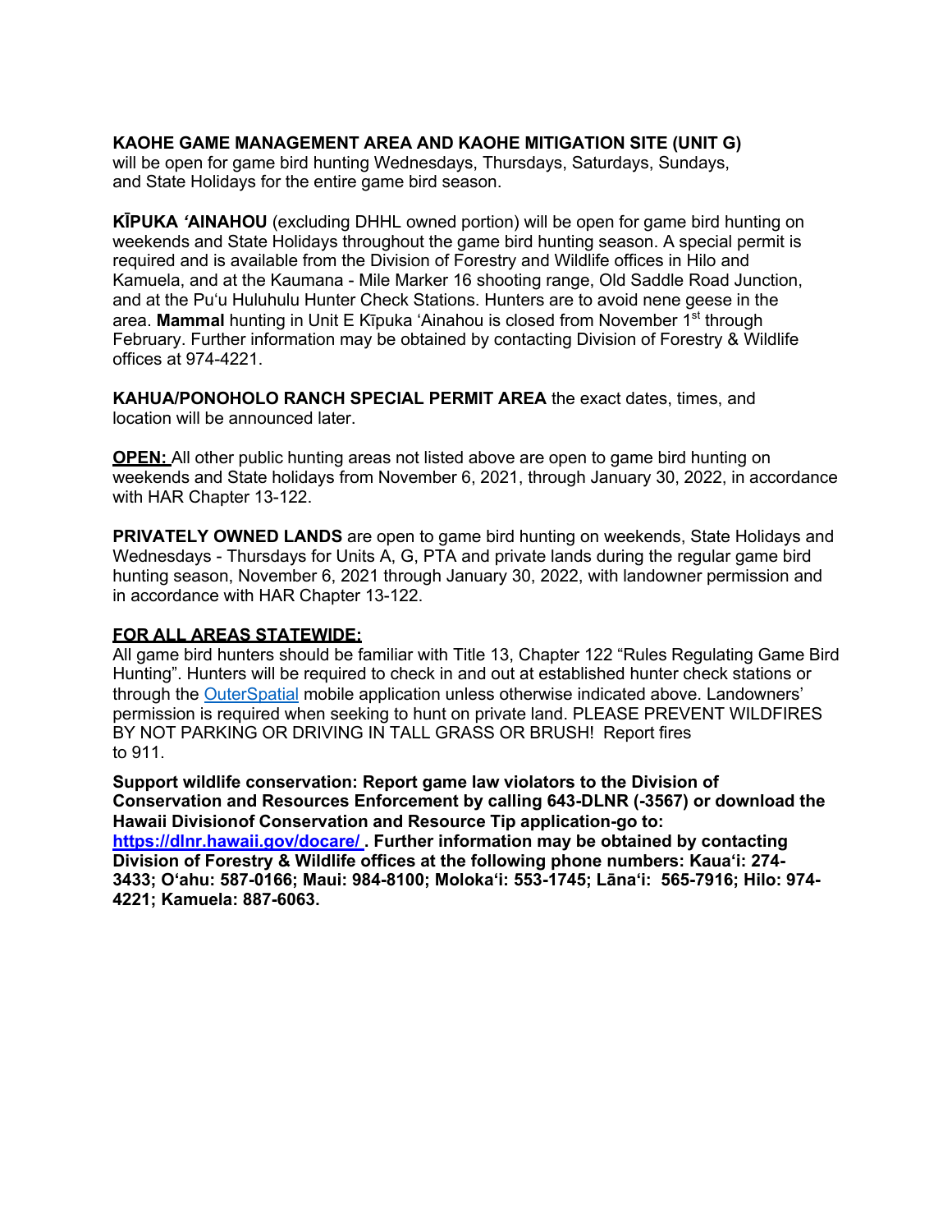**KAOHE GAME MANAGEMENT AREA AND KAOHE MITIGATION SITE (UNIT G)** will be open for game bird hunting Wednesdays, Thursdays, Saturdays, Sundays, and State Holidays for the entire game bird season.

**KĪPUKA ʻAINAHOU** (excluding DHHL owned portion) will be open for game bird hunting on weekends and State Holidays throughout the game bird hunting season. A special permit is required and is available from the Division of Forestry and Wildlife offices in Hilo and Kamuela, and at the Kaumana - Mile Marker 16 shooting range, Old Saddle Road Junction, and at the Puʻu Huluhulu Hunter Check Stations. Hunters are to avoid nene geese in the area. **Mammal** hunting in Unit E Kīpuka ʻAinahou is closed from November 1st through February. Further information may be obtained by contacting Division of Forestry & Wildlife offices at 974-4221.

**KAHUA/PONOHOLO RANCH SPECIAL PERMIT AREA** the exact dates, times, and location will be announced later.

**OPEN:** All other public hunting areas not listed above are open to game bird hunting on weekends and State holidays from November 6, 2021, through January 30, 2022, in accordance with HAR Chapter 13-122.

**PRIVATELY OWNED LANDS** are open to game bird hunting on weekends, State Holidays and Wednesdays - Thursdays for Units A, G, PTA and private lands during the regular game bird hunting season, November 6, 2021 through January 30, 2022, with landowner permission and in accordance with HAR Chapter 13-122.

**FOR ALL AREAS STATEWIDE:**

All game bird hunters should be familiar with Title 13, Chapter 122 "Rules Regulating Game Bird Hunting". Hunters will be required to check in and out at established hunter check stations or through the OuterSpatial mobile application unless otherwise indicated above. Landowners' permission is required when seeking to hunt on private land. PLEASE PREVENT WILDFIRES BY NOT PARKING OR DRIVING IN TALL GRASS OR BRUSH! Report fires to 911.

**Support wildlife conservation: Report game law violators to the Division of Conservation and Resources Enforcement by calling 643-DLNR (-3567) or download the Hawaii Divisionof Conservation and Resource Tip application-go to: https://dlnr.hawaii.gov/docare/ . Further information may be obtained by contacting Division of Forestry & Wildlife offices at the following phone numbers: Kauaʻi: 274-3433; Oʻahu: 587-0166; Maui: 984-8100; Molokaʻi: 553-1745; Lānaʻi: 565-7916; Hilo: 974-4221; Kamuela: 887-6063.**